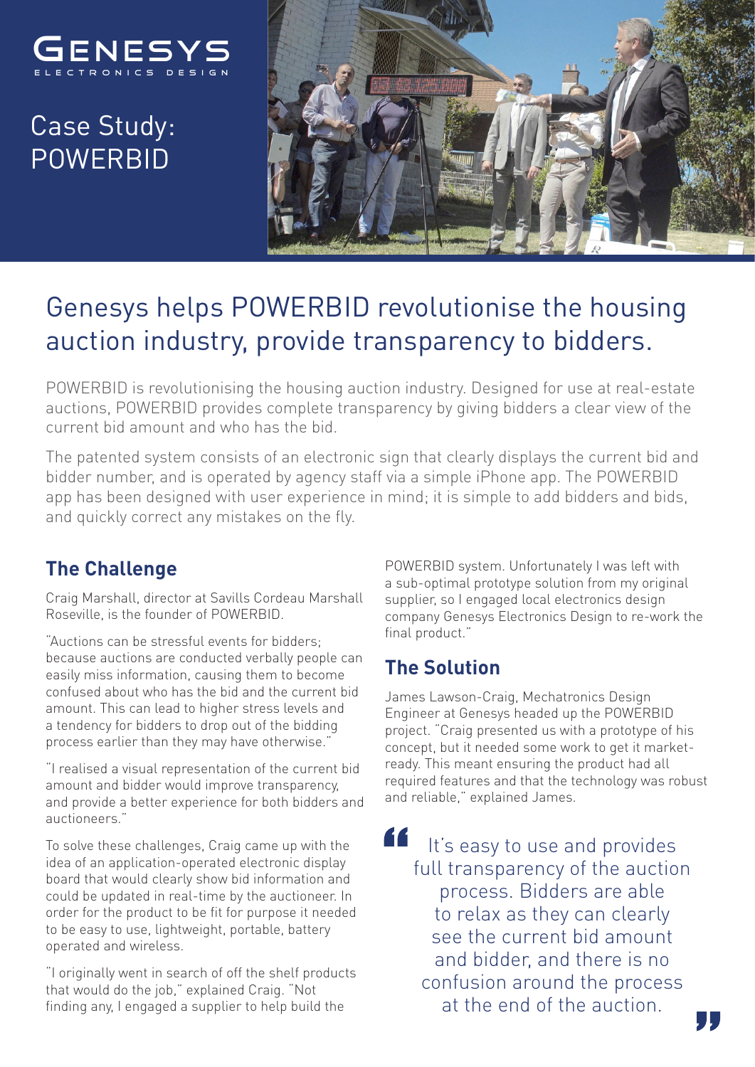GENESYS
ELECTRONICS DESIGN

# Case Study: POWERBID

## Genesys helps POWERBID revolutionise the housing auction industry, provide transparency to bidders.

POWERBID is revolutionising the housing auction industry. Designed for use at real-estate auctions, POWERBID provides complete transparency by giving bidders a clear view of the current bid amount and who has the bid.

The patented system consists of an electronic sign that clearly displays the current bid and bidder number, and is operated by agency staff via a simple iPhone app. The POWERBID app has been designed with user experience in mind; it is simple to add bidders and bids, and quickly correct any mistakes on the fly.

### The Challenge

Craig Marshall, director at Savills Cordeau Marshall Roseville, is the founder of POWERBID.

"Auctions can be stressful events for bidders; because auctions are conducted verbally people can easily miss information, causing them to become confused about who has the bid and the current bid amount. This can lead to higher stress levels and a tendency for bidders to drop out of the bidding process earlier than they may have otherwise."

"I realised a visual representation of the current bid amount and bidder would improve transparency, and provide a better experience for both bidders and auctioneers."

To solve these challenges, Craig came up with the idea of an application-operated electronic display board that would clearly show bid information and could be updated in real-time by the auctioneer. In order for the product to be fit for purpose it needed to be easy to use, lightweight, portable, battery operated and wireless.

"I originally went in search of off the shelf products that would do the job," explained Craig. "Not finding any, I engaged a supplier to help build the POWERBID system. Unfortunately I was left with a sub-optimal prototype solution from my original supplier, so I engaged local electronics design company Genesys Electronics Design to re-work the final product."

### The Solution

James Lawson-Craig, Mechatronics Design Engineer at Genesys headed up the POWERBID project. "Craig presented us with a prototype of his concept, but it needed some work to get it market-ready. This meant ensuring the product had all required features and that the technology was robust and reliable," explained James.

> "It's easy to use and provides full transparency of the auction process. Bidders are able to relax as they can clearly see the current bid amount and bidder, and there is no confusion around the process at the end of the auction."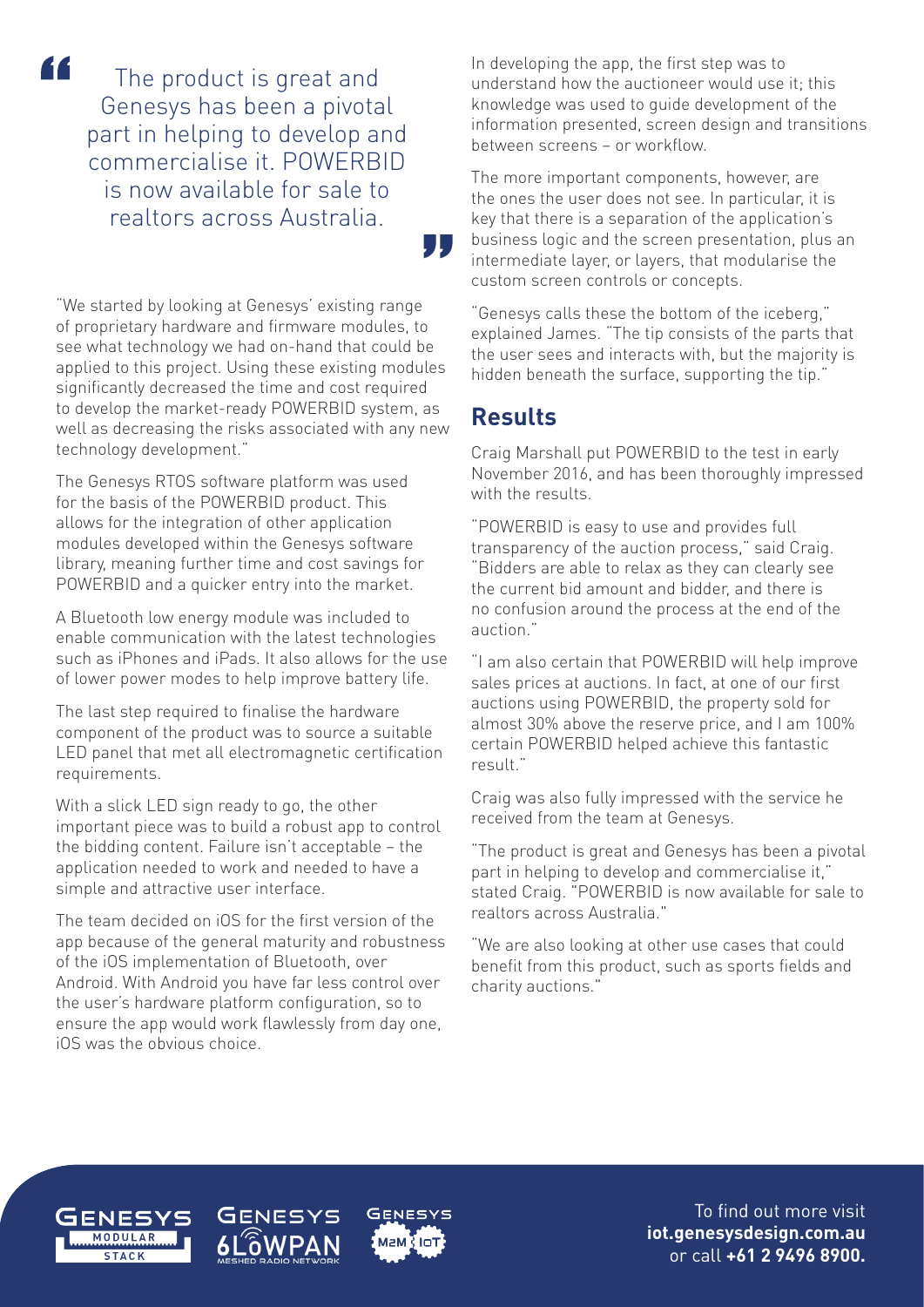> The product is great and Genesys has been a pivotal part in helping to develop and commercialise it. POWERBID is now available for sale to realtors across Australia.

"We started by looking at Genesys' existing range of proprietary hardware and firmware modules, to see what technology we had on-hand that could be applied to this project. Using these existing modules significantly decreased the time and cost required to develop the market-ready POWERBID system, as well as decreasing the risks associated with any new technology development."

The Genesys RTOS software platform was used for the basis of the POWERBID product. This allows for the integration of other application modules developed within the Genesys software library, meaning further time and cost savings for POWERBID and a quicker entry into the market.

A Bluetooth low energy module was included to enable communication with the latest technologies such as iPhones and iPads. It also allows for the use of lower power modes to help improve battery life.

The last step required to finalise the hardware component of the product was to source a suitable LED panel that met all electromagnetic certification requirements.

With a slick LED sign ready to go, the other important piece was to build a robust app to control the bidding content. Failure isn't acceptable – the application needed to work and needed to have a simple and attractive user interface.

The team decided on iOS for the first version of the app because of the general maturity and robustness of the iOS implementation of Bluetooth, over Android. With Android you have far less control over the user's hardware platform configuration, so to ensure the app would work flawlessly from day one, iOS was the obvious choice.

In developing the app, the first step was to understand how the auctioneer would use it; this knowledge was used to guide development of the information presented, screen design and transitions between screens – or workflow.

The more important components, however, are the ones the user does not see. In particular, it is key that there is a separation of the application's business logic and the screen presentation, plus an intermediate layer, or layers, that modularise the custom screen controls or concepts.

"Genesys calls these the bottom of the iceberg," explained James. "The tip consists of the parts that the user sees and interacts with, but the majority is hidden beneath the surface, supporting the tip."

## Results

Craig Marshall put POWERBID to the test in early November 2016, and has been thoroughly impressed with the results.

"POWERBID is easy to use and provides full transparency of the auction process," said Craig. "Bidders are able to relax as they can clearly see the current bid amount and bidder, and there is no confusion around the process at the end of the auction."

"I am also certain that POWERBID will help improve sales prices at auctions. In fact, at one of our first auctions using POWERBID, the property sold for almost 30% above the reserve price, and I am 100% certain POWERBID helped achieve this fantastic result."

Craig was also fully impressed with the service he received from the team at Genesys.

"The product is great and Genesys has been a pivotal part in helping to develop and commercialise it," stated Craig. "POWERBID is now available for sale to realtors across Australia."

"We are also looking at other use cases that could benefit from this product, such as sports fields and charity auctions."

GENESYS MODULAR STACK

GENESYS 6LoWPAN MESHED RADIO NETWORK

GENESYS M2M IoT

To find out more visit **iot.genesysdesign.com.au** or call **+61 2 9496 8900.**